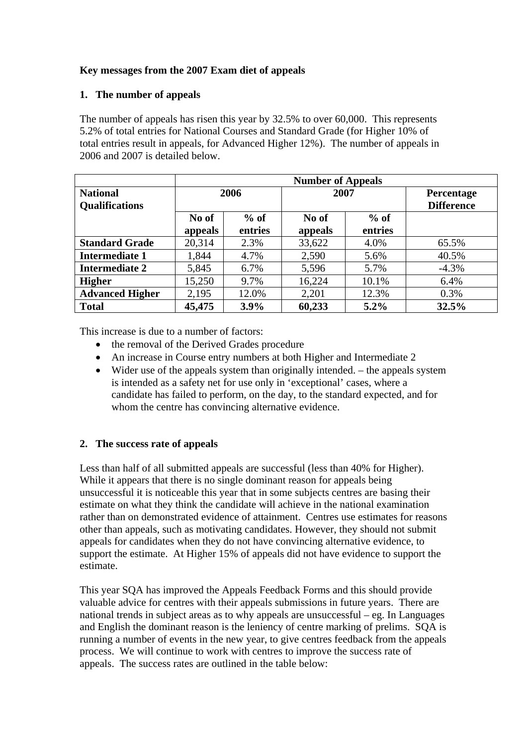**Key messages from the 2007 Exam diet of appeals**

**1. The number of appeals**

The number of appeals has risen this year by 32.5% to over 60,000. This represents 5.2% of total entries for National Courses and Standard Grade (for Higher 10% of total entries result in appeals, for Advanced Higher 12%). The number of appeals in 2006 and 2007 is detailed below.

| | **Number of Appeals** | | | | |
|---|---|---|---|---|---|
| **National Qualifications** | **2006** | | **2007** | | **Percentage Difference** |
| | **No of appeals** | **% of entries** | **No of appeals** | **% of entries** | |
| **Standard Grade** | 20,314 | 2.3% | 33,622 | 4.0% | 65.5% |
| **Intermediate 1** | 1,844 | 4.7% | 2,590 | 5.6% | 40.5% |
| **Intermediate 2** | 5,845 | 6.7% | 5,596 | 5.7% | -4.3% |
| **Higher** | 15,250 | 9.7% | 16,224 | 10.1% | 6.4% |
| **Advanced Higher** | 2,195 | 12.0% | 2,201 | 12.3% | 0.3% |
| **Total** | **45,475** | **3.9%** | **60,233** | **5.2%** | **32.5%** |

This increase is due to a number of factors:

- the removal of the Derived Grades procedure
- An increase in Course entry numbers at both Higher and Intermediate 2
- Wider use of the appeals system than originally intended. – the appeals system is intended as a safety net for use only in 'exceptional' cases, where a candidate has failed to perform, on the day, to the standard expected, and for whom the centre has convincing alternative evidence.

**2. The success rate of appeals**

Less than half of all submitted appeals are successful (less than 40% for Higher). While it appears that there is no single dominant reason for appeals being unsuccessful it is noticeable this year that in some subjects centres are basing their estimate on what they think the candidate will achieve in the national examination rather than on demonstrated evidence of attainment. Centres use estimates for reasons other than appeals, such as motivating candidates. However, they should not submit appeals for candidates when they do not have convincing alternative evidence, to support the estimate. At Higher 15% of appeals did not have evidence to support the estimate.

This year SQA has improved the Appeals Feedback Forms and this should provide valuable advice for centres with their appeals submissions in future years. There are national trends in subject areas as to why appeals are unsuccessful – eg. In Languages and English the dominant reason is the leniency of centre marking of prelims. SQA is running a number of events in the new year, to give centres feedback from the appeals process. We will continue to work with centres to improve the success rate of appeals. The success rates are outlined in the table below: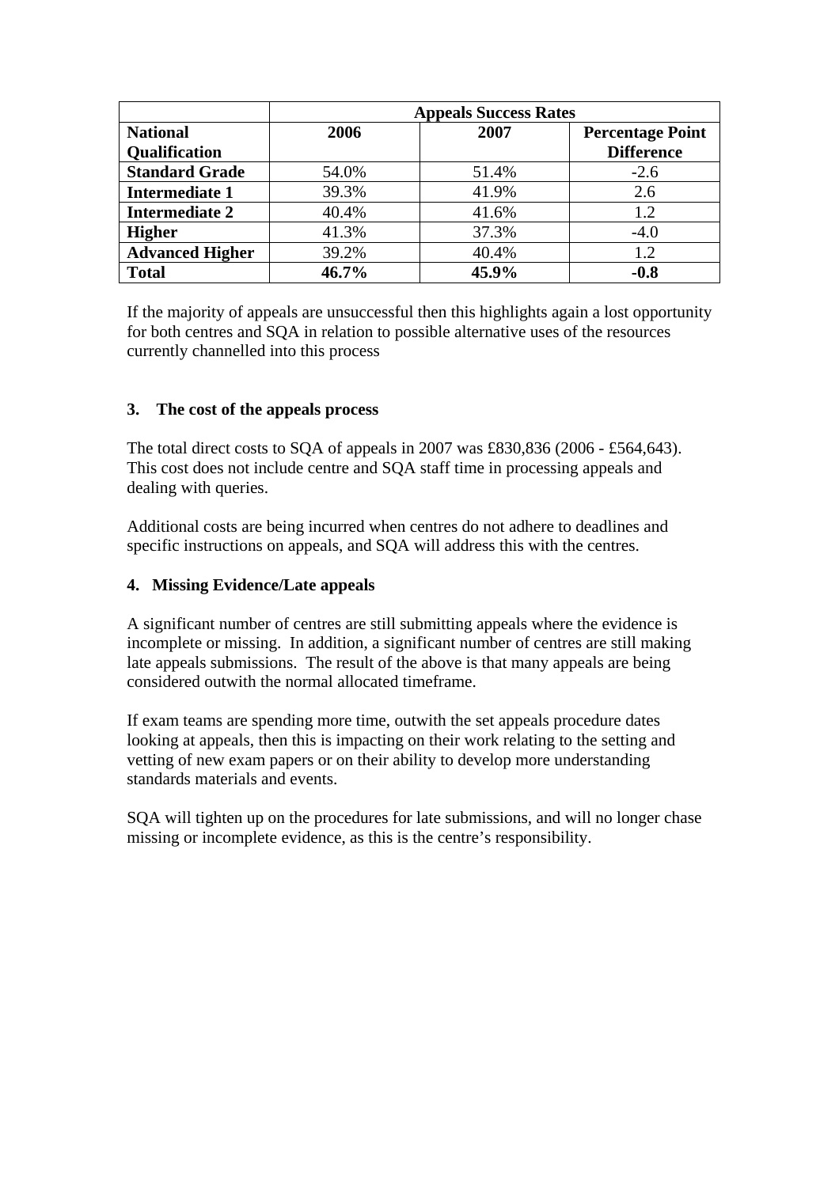| | Appeals Success Rates | | |
|---|---|---|---|
| **National Qualification** | **2006** | **2007** | **Percentage Point Difference** |
| **Standard Grade** | 54.0% | 51.4% | -2.6 |
| **Intermediate 1** | 39.3% | 41.9% | 2.6 |
| **Intermediate 2** | 40.4% | 41.6% | 1.2 |
| **Higher** | 41.3% | 37.3% | -4.0 |
| **Advanced Higher** | 39.2% | 40.4% | 1.2 |
| **Total** | **46.7%** | **45.9%** | **-0.8** |

If the majority of appeals are unsuccessful then this highlights again a lost opportunity for both centres and SQA in relation to possible alternative uses of the resources currently channelled into this process

### 3. The cost of the appeals process

The total direct costs to SQA of appeals in 2007 was £830,836 (2006 - £564,643). This cost does not include centre and SQA staff time in processing appeals and dealing with queries.

Additional costs are being incurred when centres do not adhere to deadlines and specific instructions on appeals, and SQA will address this with the centres.

### 4. Missing Evidence/Late appeals

A significant number of centres are still submitting appeals where the evidence is incomplete or missing. In addition, a significant number of centres are still making late appeals submissions. The result of the above is that many appeals are being considered outwith the normal allocated timeframe.

If exam teams are spending more time, outwith the set appeals procedure dates looking at appeals, then this is impacting on their work relating to the setting and vetting of new exam papers or on their ability to develop more understanding standards materials and events.

SQA will tighten up on the procedures for late submissions, and will no longer chase missing or incomplete evidence, as this is the centre's responsibility.